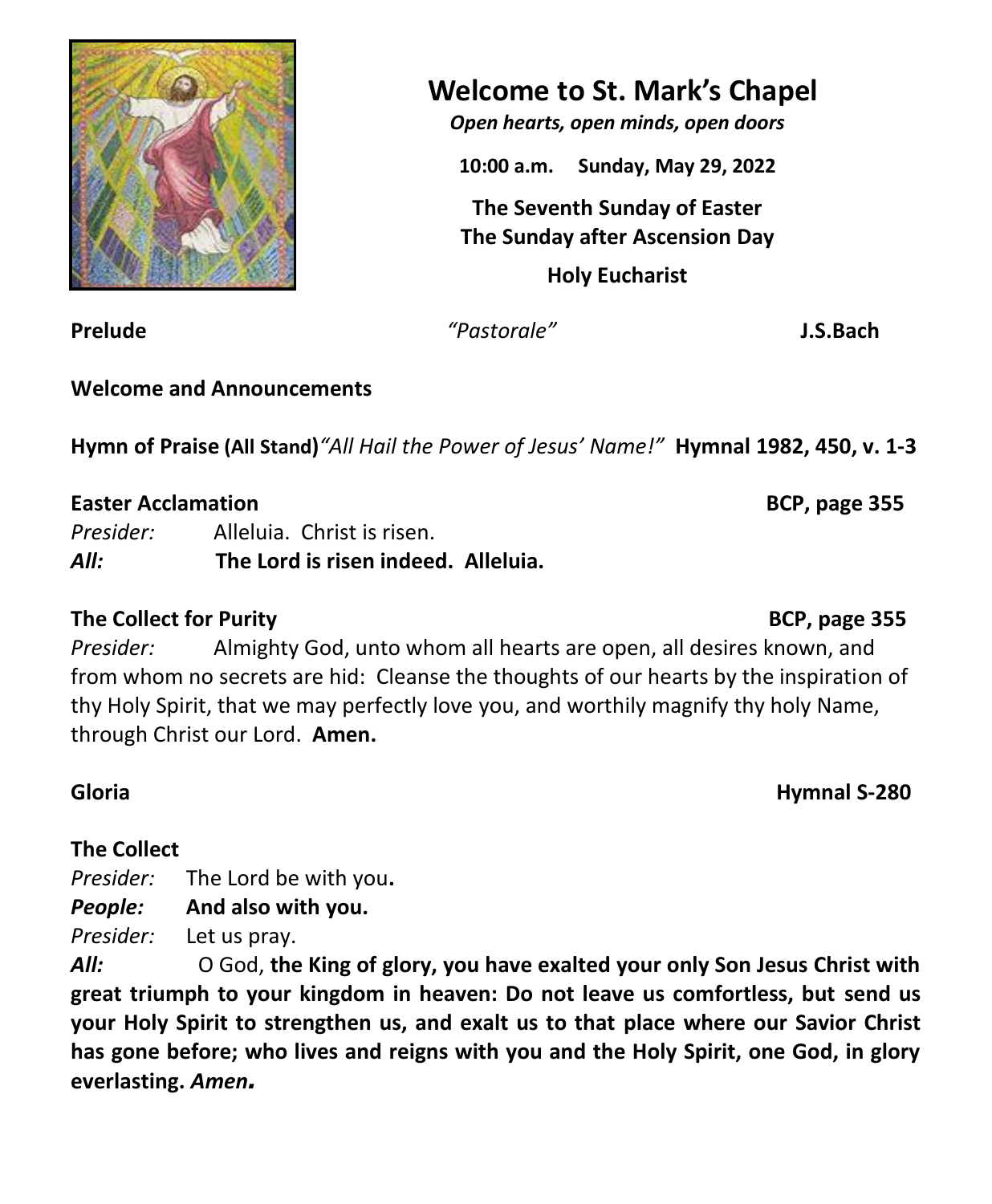# Welcome to St. Mark's Chapel

*Open hearts, open minds, open doors*

**10:00 a.m. Sunday, May 29, 2022**

**The Seventh Sunday of Easter**
**The Sunday after Ascension Day**

**Holy Eucharist**

**Prelude** *"Pastorale"* **J.S.Bach**

**Welcome and Announcements**

**Hymn of Praise (All Stand)** *"All Hail the Power of Jesus' Name!"* **Hymnal 1982, 450, v. 1-3**

**Easter Acclamation** **BCP, page 355**

*Presider:* Alleluia. Christ is risen.
***All:*** **The Lord is risen indeed. Alleluia.**

**The Collect for Purity** **BCP, page 355**

*Presider:* Almighty God, unto whom all hearts are open, all desires known, and from whom no secrets are hid: Cleanse the thoughts of our hearts by the inspiration of thy Holy Spirit, that we may perfectly love you, and worthily magnify thy holy Name, through Christ our Lord. **Amen.**

**Gloria** **Hymnal S-280**

**The Collect**

*Presider:* The Lord be with you**.**
***People:*** **And also with you.**
*Presider:* Let us pray.
***All:*** O God, **the King of glory, you have exalted your only Son Jesus Christ with great triumph to your kingdom in heaven: Do not leave us comfortless, but send us your Holy Spirit to strengthen us, and exalt us to that place where our Savior Christ has gone before; who lives and reigns with you and the Holy Spirit, one God, in glory everlasting.** ***Amen.***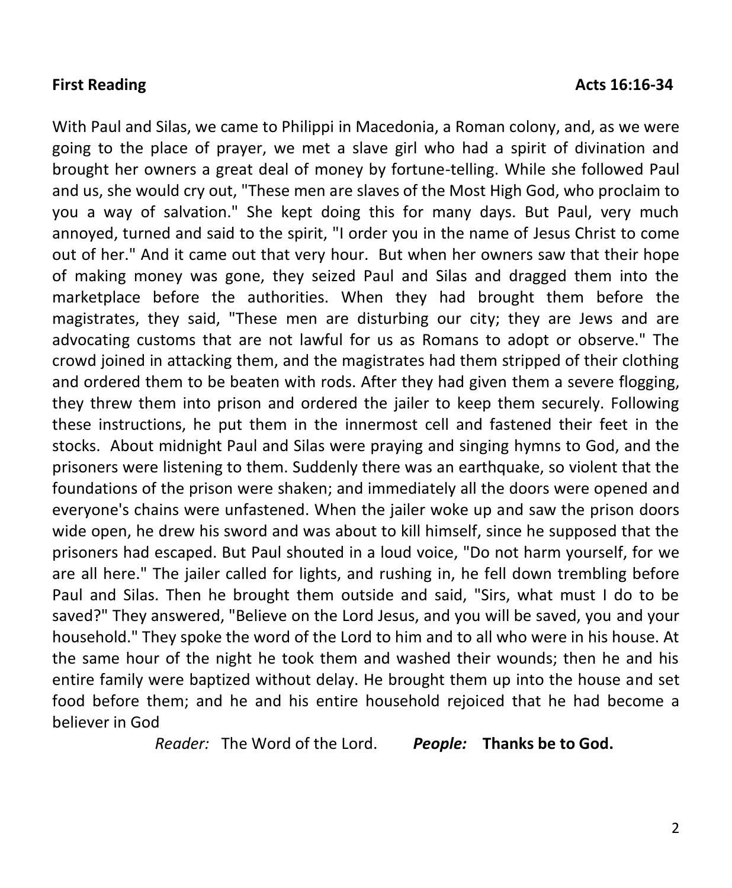**First Reading** **Acts 16:16-34**

With Paul and Silas, we came to Philippi in Macedonia, a Roman colony, and, as we were going to the place of prayer, we met a slave girl who had a spirit of divination and brought her owners a great deal of money by fortune-telling. While she followed Paul and us, she would cry out, "These men are slaves of the Most High God, who proclaim to you a way of salvation." She kept doing this for many days. But Paul, very much annoyed, turned and said to the spirit, "I order you in the name of Jesus Christ to come out of her." And it came out that very hour. But when her owners saw that their hope of making money was gone, they seized Paul and Silas and dragged them into the marketplace before the authorities. When they had brought them before the magistrates, they said, "These men are disturbing our city; they are Jews and are advocating customs that are not lawful for us as Romans to adopt or observe." The crowd joined in attacking them, and the magistrates had them stripped of their clothing and ordered them to be beaten with rods. After they had given them a severe flogging, they threw them into prison and ordered the jailer to keep them securely. Following these instructions, he put them in the innermost cell and fastened their feet in the stocks. About midnight Paul and Silas were praying and singing hymns to God, and the prisoners were listening to them. Suddenly there was an earthquake, so violent that the foundations of the prison were shaken; and immediately all the doors were opened and everyone's chains were unfastened. When the jailer woke up and saw the prison doors wide open, he drew his sword and was about to kill himself, since he supposed that the prisoners had escaped. But Paul shouted in a loud voice, "Do not harm yourself, for we are all here." The jailer called for lights, and rushing in, he fell down trembling before Paul and Silas. Then he brought them outside and said, "Sirs, what must I do to be saved?" They answered, "Believe on the Lord Jesus, and you will be saved, you and your household." They spoke the word of the Lord to him and to all who were in his house. At the same hour of the night he took them and washed their wounds; then he and his entire family were baptized without delay. He brought them up into the house and set food before them; and he and his entire household rejoiced that he had become a believer in God

*Reader:* The Word of the Lord. ***People:*** **Thanks be to God.**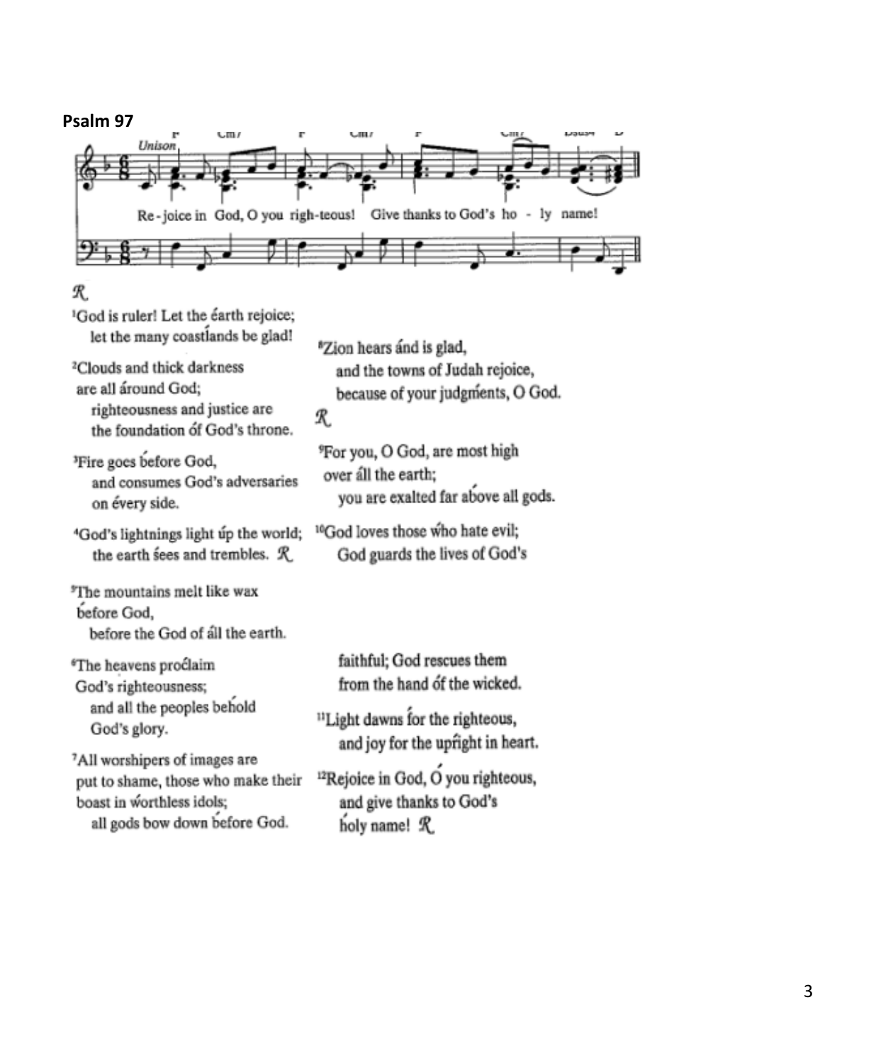**Psalm 97**

Unison

Re-joice in God, O you righ-teous! Give thanks to God's ho - ly name!

℟

[1]God is ruler! Let the éarth rejoice;
let the many coastlánds be glad!

[2]Clouds and thick darkness
are all áround God;
righteousness and justice are
the foundation óf God's throne.

[3]Fire goes béfore God,
and consumes God's adversaries
on évery side.

[4]God's lightnings light úp the world;
the earth sées and trembles. ℟

[5]The mountains melt like wax
béfore God,
before the God of áll the earth.

[6]The heavens procláim
God's righteousness;
and all the peoples behóld
God's glory.

[7]All worshipers of images are
put to shame, those who make their
boast in wórthless idols;
all gods bow down béfore God.

[8]Zion hears ánd is glad,
and the towns of Judah rejoice,
because of your judgménts, O God.

℟

[9]For you, O God, are most high
over áll the earth;
you are exalted far abóve all gods.

[10]God loves those whó hate evil;
God guards the lives of God's
faithful; God rescues them
from the hand óf the wicked.

[11]Light dawns fór the righteous,
and joy for the upríght in heart.

[12]Rejoice in God, Ó you righteous,
and give thanks to God's
hóly name! ℟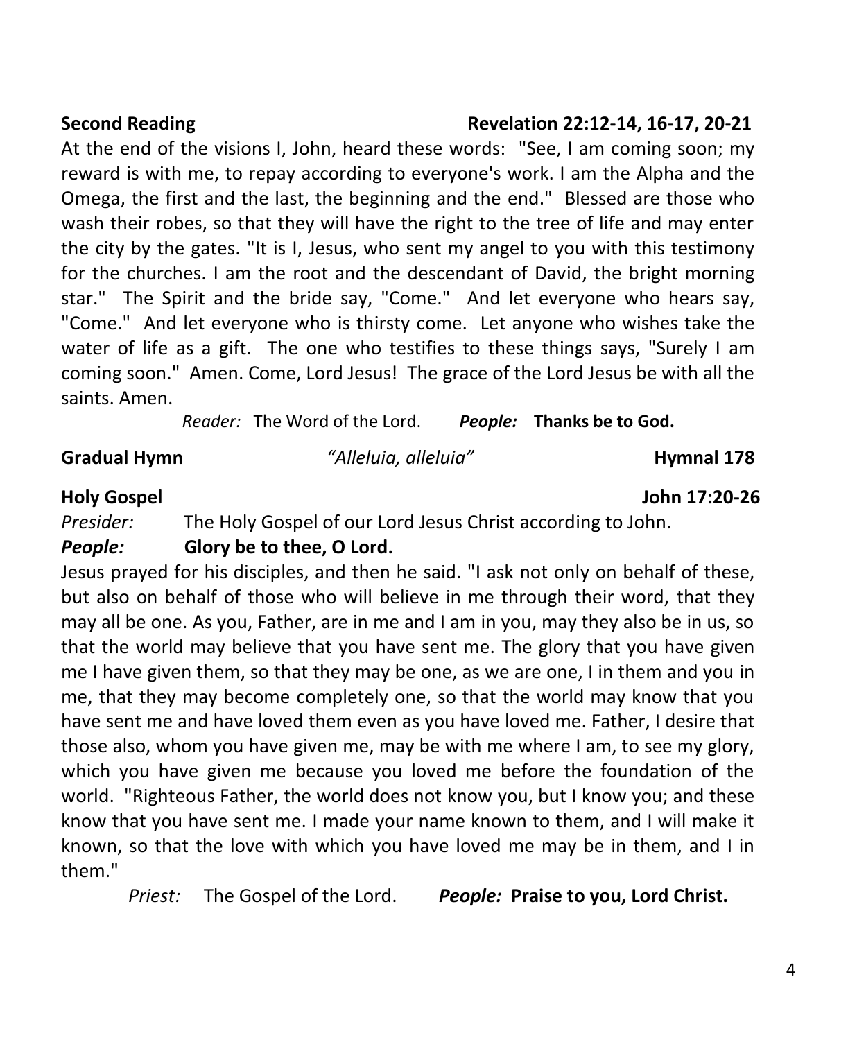**Second Reading** **Revelation 22:12-14, 16-17, 20-21**

At the end of the visions I, John, heard these words: "See, I am coming soon; my reward is with me, to repay according to everyone's work. I am the Alpha and the Omega, the first and the last, the beginning and the end." Blessed are those who wash their robes, so that they will have the right to the tree of life and may enter the city by the gates. "It is I, Jesus, who sent my angel to you with this testimony for the churches. I am the root and the descendant of David, the bright morning star." The Spirit and the bride say, "Come." And let everyone who hears say, "Come." And let everyone who is thirsty come. Let anyone who wishes take the water of life as a gift. The one who testifies to these things says, "Surely I am coming soon." Amen. Come, Lord Jesus! The grace of the Lord Jesus be with all the saints. Amen.

*Reader:* The Word of the Lord. ***People:*** **Thanks be to God.**

**Gradual Hymn** *"Alleluia, alleluia"* **Hymnal 178**

**Holy Gospel** **John 17:20-26**

*Presider:* The Holy Gospel of our Lord Jesus Christ according to John.

***People:*** **Glory be to thee, O Lord.**

Jesus prayed for his disciples, and then he said. "I ask not only on behalf of these, but also on behalf of those who will believe in me through their word, that they may all be one. As you, Father, are in me and I am in you, may they also be in us, so that the world may believe that you have sent me. The glory that you have given me I have given them, so that they may be one, as we are one, I in them and you in me, that they may become completely one, so that the world may know that you have sent me and have loved them even as you have loved me. Father, I desire that those also, whom you have given me, may be with me where I am, to see my glory, which you have given me because you loved me before the foundation of the world. "Righteous Father, the world does not know you, but I know you; and these know that you have sent me. I made your name known to them, and I will make it known, so that the love with which you have loved me may be in them, and I in them."

*Priest:* The Gospel of the Lord. ***People:*** **Praise to you, Lord Christ.**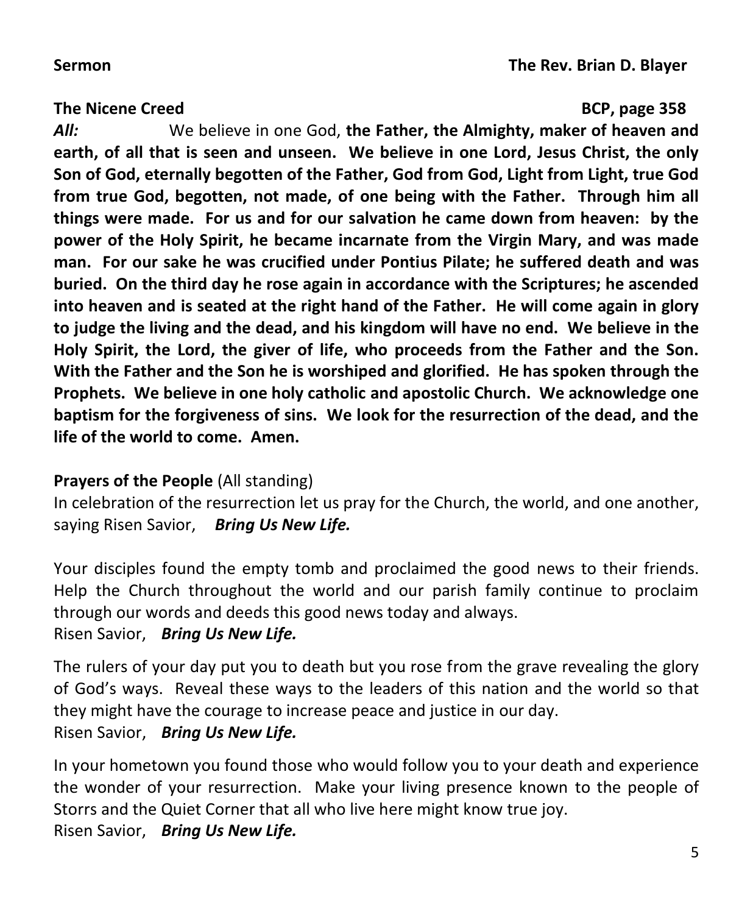**Sermon** **The Rev. Brian D. Blayer**

**The Nicene Creed** **BCP, page 358**

***All:*** We believe in one God, **the Father, the Almighty, maker of heaven and earth, of all that is seen and unseen. We believe in one Lord, Jesus Christ, the only Son of God, eternally begotten of the Father, God from God, Light from Light, true God from true God, begotten, not made, of one being with the Father. Through him all things were made. For us and for our salvation he came down from heaven: by the power of the Holy Spirit, he became incarnate from the Virgin Mary, and was made man. For our sake he was crucified under Pontius Pilate; he suffered death and was buried. On the third day he rose again in accordance with the Scriptures; he ascended into heaven and is seated at the right hand of the Father. He will come again in glory to judge the living and the dead, and his kingdom will have no end. We believe in the Holy Spirit, the Lord, the giver of life, who proceeds from the Father and the Son. With the Father and the Son he is worshiped and glorified. He has spoken through the Prophets. We believe in one holy catholic and apostolic Church. We acknowledge one baptism for the forgiveness of sins. We look for the resurrection of the dead, and the life of the world to come. Amen.**

**Prayers of the People** (All standing)

In celebration of the resurrection let us pray for the Church, the world, and one another, saying Risen Savior, ***Bring Us New Life.***

Your disciples found the empty tomb and proclaimed the good news to their friends. Help the Church throughout the world and our parish family continue to proclaim through our words and deeds this good news today and always.
Risen Savior, ***Bring Us New Life.***

The rulers of your day put you to death but you rose from the grave revealing the glory of God's ways. Reveal these ways to the leaders of this nation and the world so that they might have the courage to increase peace and justice in our day.
Risen Savior, ***Bring Us New Life.***

In your hometown you found those who would follow you to your death and experience the wonder of your resurrection. Make your living presence known to the people of Storrs and the Quiet Corner that all who live here might know true joy.
Risen Savior, ***Bring Us New Life.***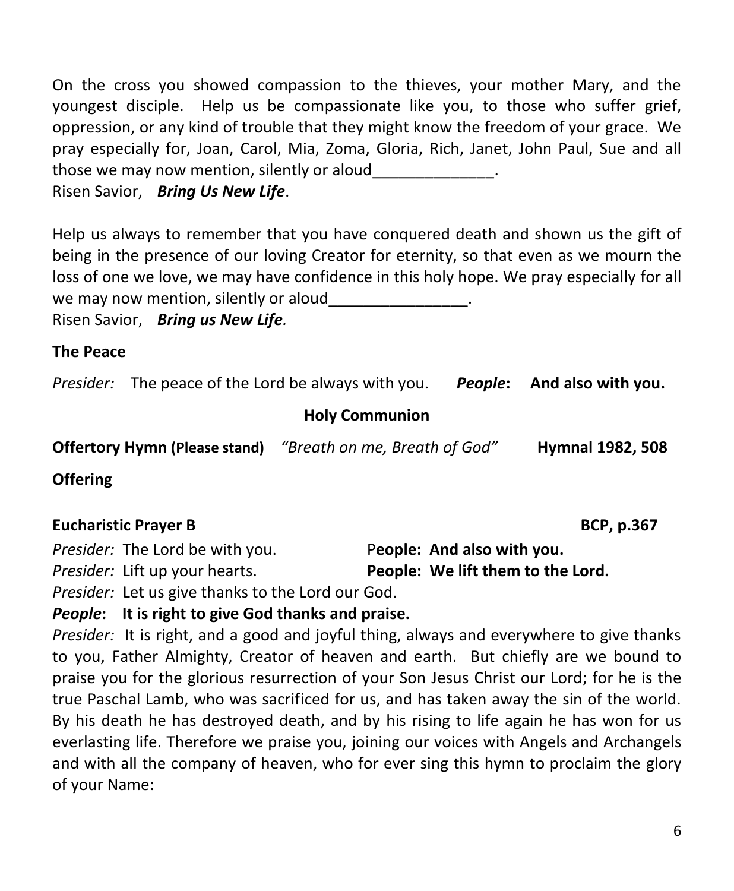On the cross you showed compassion to the thieves, your mother Mary, and the youngest disciple. Help us be compassionate like you, to those who suffer grief, oppression, or any kind of trouble that they might know the freedom of your grace. We pray especially for, Joan, Carol, Mia, Zoma, Gloria, Rich, Janet, John Paul, Sue and all those we may now mention, silently or aloud______________.

Risen Savior, ***Bring Us New Life***.

Help us always to remember that you have conquered death and shown us the gift of being in the presence of our loving Creator for eternity, so that even as we mourn the loss of one we love, we may have confidence in this holy hope. We pray especially for all we may now mention, silently or aloud________________.

Risen Savior, ***Bring us New Life.***

**The Peace**

*Presider:* The peace of the Lord be always with you. ***People*: And also with you.**

## Holy Communion

**Offertory Hymn (Please stand)** *"Breath on me, Breath of God"* **Hymnal 1982, 508**

**Offering**

**Eucharistic Prayer B** **BCP, p.367**

*Presider:* The Lord be with you. **People: And also with you.**

*Presider:* Lift up your hearts. **People: We lift them to the Lord.**

*Presider:* Let us give thanks to the Lord our God.

***People*: It is right to give God thanks and praise.**

*Presider:* It is right, and a good and joyful thing, always and everywhere to give thanks to you, Father Almighty, Creator of heaven and earth. But chiefly are we bound to praise you for the glorious resurrection of your Son Jesus Christ our Lord; for he is the true Paschal Lamb, who was sacrificed for us, and has taken away the sin of the world. By his death he has destroyed death, and by his rising to life again he has won for us everlasting life. Therefore we praise you, joining our voices with Angels and Archangels and with all the company of heaven, who for ever sing this hymn to proclaim the glory of your Name: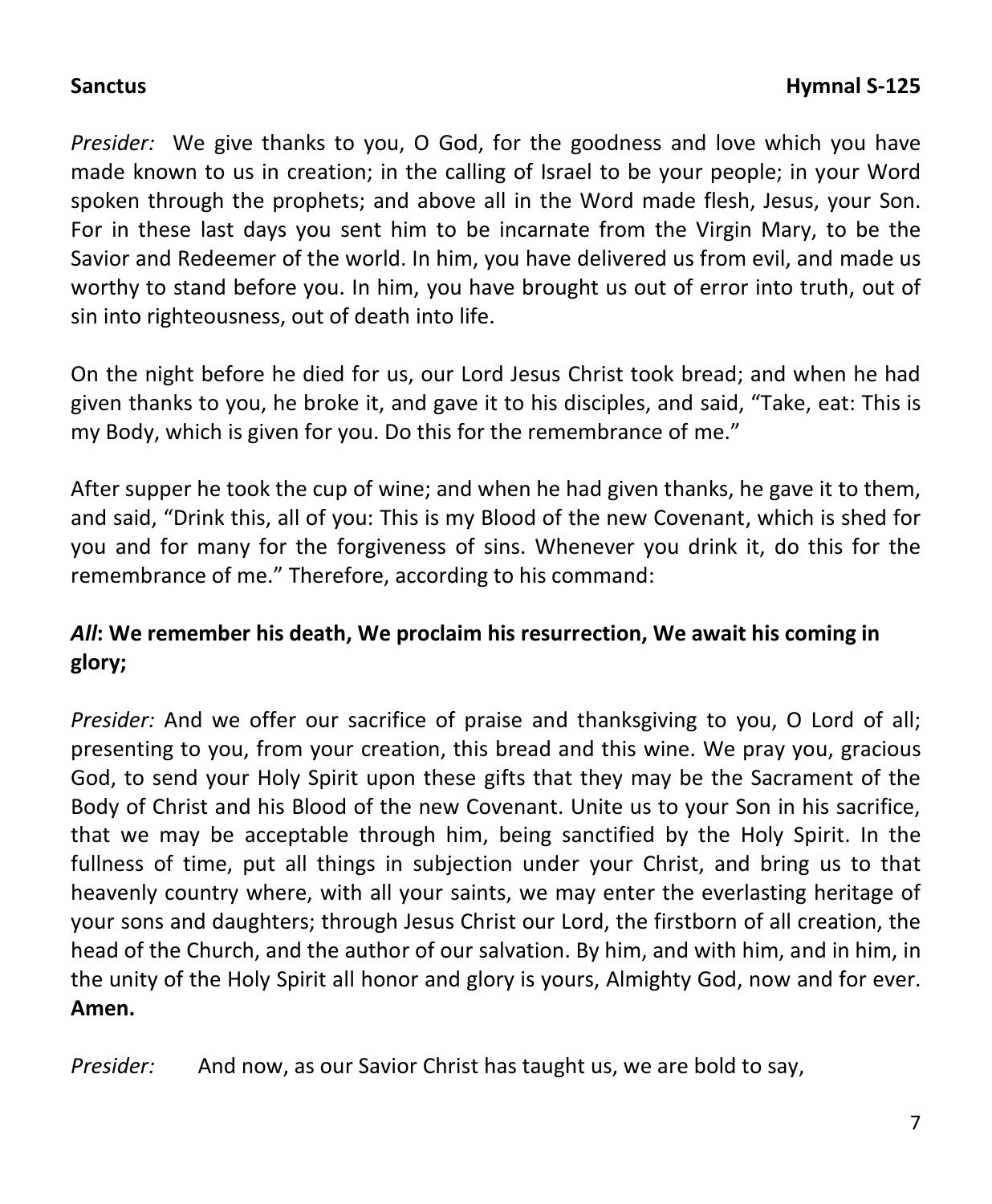**Sanctus** **Hymnal S-125**

*Presider:* We give thanks to you, O God, for the goodness and love which you have made known to us in creation; in the calling of Israel to be your people; in your Word spoken through the prophets; and above all in the Word made flesh, Jesus, your Son. For in these last days you sent him to be incarnate from the Virgin Mary, to be the Savior and Redeemer of the world. In him, you have delivered us from evil, and made us worthy to stand before you. In him, you have brought us out of error into truth, out of sin into righteousness, out of death into life.

On the night before he died for us, our Lord Jesus Christ took bread; and when he had given thanks to you, he broke it, and gave it to his disciples, and said, "Take, eat: This is my Body, which is given for you. Do this for the remembrance of me."

After supper he took the cup of wine; and when he had given thanks, he gave it to them, and said, "Drink this, all of you: This is my Blood of the new Covenant, which is shed for you and for many for the forgiveness of sins. Whenever you drink it, do this for the remembrance of me." Therefore, according to his command:

***All*: We remember his death, We proclaim his resurrection, We await his coming in glory;**

*Presider:* And we offer our sacrifice of praise and thanksgiving to you, O Lord of all; presenting to you, from your creation, this bread and this wine. We pray you, gracious God, to send your Holy Spirit upon these gifts that they may be the Sacrament of the Body of Christ and his Blood of the new Covenant. Unite us to your Son in his sacrifice, that we may be acceptable through him, being sanctified by the Holy Spirit. In the fullness of time, put all things in subjection under your Christ, and bring us to that heavenly country where, with all your saints, we may enter the everlasting heritage of your sons and daughters; through Jesus Christ our Lord, the firstborn of all creation, the head of the Church, and the author of our salvation. By him, and with him, and in him, in the unity of the Holy Spirit all honor and glory is yours, Almighty God, now and for ever. **Amen.**

*Presider:* And now, as our Savior Christ has taught us, we are bold to say,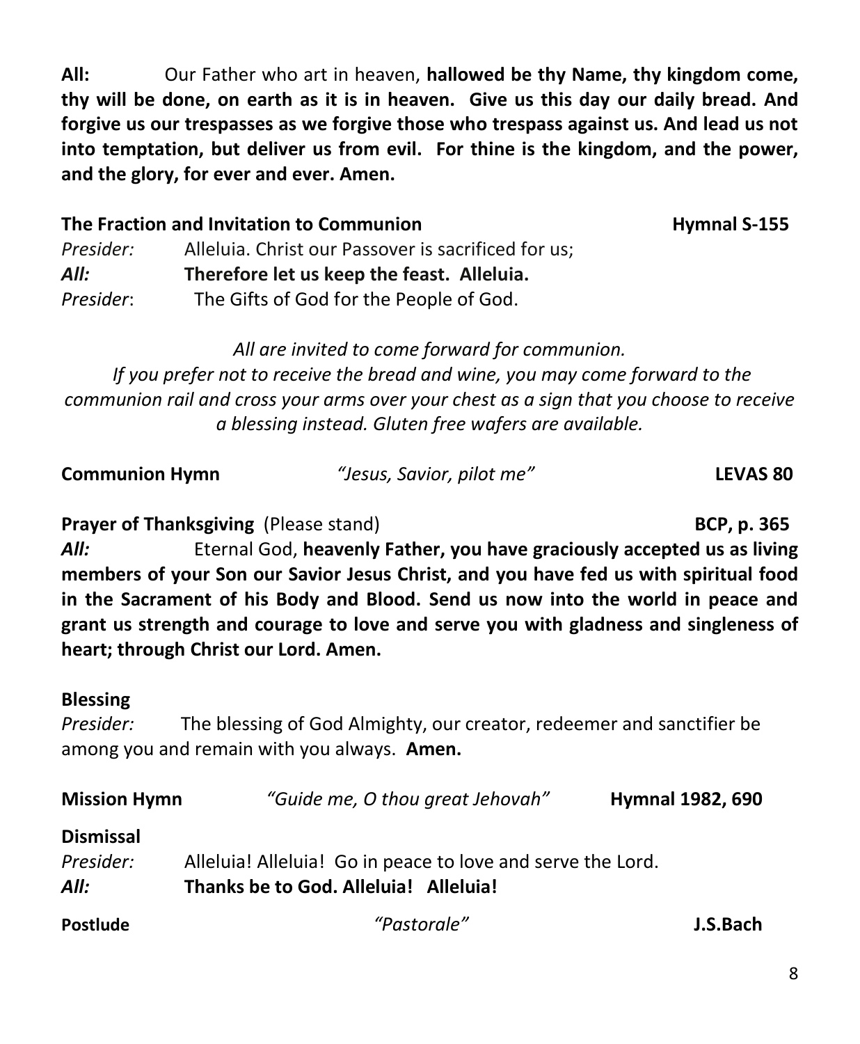**All:** Our Father who art in heaven, **hallowed be thy Name, thy kingdom come, thy will be done, on earth as it is in heaven. Give us this day our daily bread. And forgive us our trespasses as we forgive those who trespass against us. And lead us not into temptation, but deliver us from evil. For thine is the kingdom, and the power, and the glory, for ever and ever. Amen.**

**The Fraction and Invitation to Communion** **Hymnal S-155**

*Presider:* Alleluia. Christ our Passover is sacrificed for us;
***All:*** **Therefore let us keep the feast. Alleluia.**
*Presider*: The Gifts of God for the People of God.

*All are invited to come forward for communion.*
*If you prefer not to receive the bread and wine, you may come forward to the communion rail and cross your arms over your chest as a sign that you choose to receive a blessing instead. Gluten free wafers are available.*

**Communion Hymn** *"Jesus, Savior, pilot me"* **LEVAS 80**

**Prayer of Thanksgiving** (Please stand) **BCP, p. 365**
***All:*** Eternal God, **heavenly Father, you have graciously accepted us as living members of your Son our Savior Jesus Christ, and you have fed us with spiritual food in the Sacrament of his Body and Blood. Send us now into the world in peace and grant us strength and courage to love and serve you with gladness and singleness of heart; through Christ our Lord. Amen.**

**Blessing**
*Presider:* The blessing of God Almighty, our creator, redeemer and sanctifier be among you and remain with you always. **Amen.**

**Mission Hymn** *"Guide me, O thou great Jehovah"* **Hymnal 1982, 690**

**Dismissal**
*Presider:* Alleluia! Alleluia! Go in peace to love and serve the Lord.
***All:*** **Thanks be to God. Alleluia! Alleluia!**

**Postlude** *"Pastorale"* **J.S.Bach**